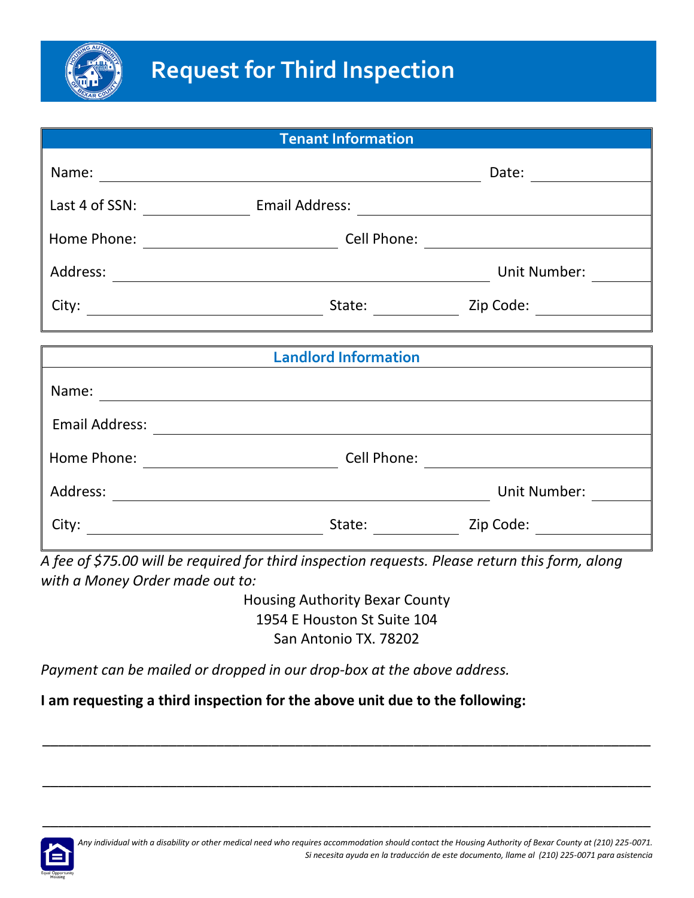# Request for Third Inspection

## Tenant Information

Name: ______________________________ Date: ____________

Last 4 of SSN: __________ Email Address: ______________________________

Home Phone: ________________ Cell Phone: ________________

Address: ______________________________ Unit Number: ________

City: ________________ State: ________ Zip Code: ________

## Landlord Information

Name: ______________________________

Email Address: ______________________________

Home Phone: ________________ Cell Phone: ________________

Address: ______________________________ Unit Number: ________

City: ________________ State: ________ Zip Code: ________

*A fee of $75.00 will be required for third inspection requests. Please return this form, along with a Money Order made out to:*

Housing Authority Bexar County
1954 E Houston St Suite 104
San Antonio TX. 78202

*Payment can be mailed or dropped in our drop-box at the above address.*

**I am requesting a third inspection for the above unit due to the following:**

______________________________________________________________________________

______________________________________________________________________________

______________________________________________________________________________

*Any individual with a disability or other medical need who requires accommodation should contact the Housing Authority of Bexar County at (210) 225-0071.*
*Si necesita ayuda en la traducción de este documento, llame al (210) 225-0071 para asistencia*

Equal Opportunity Housing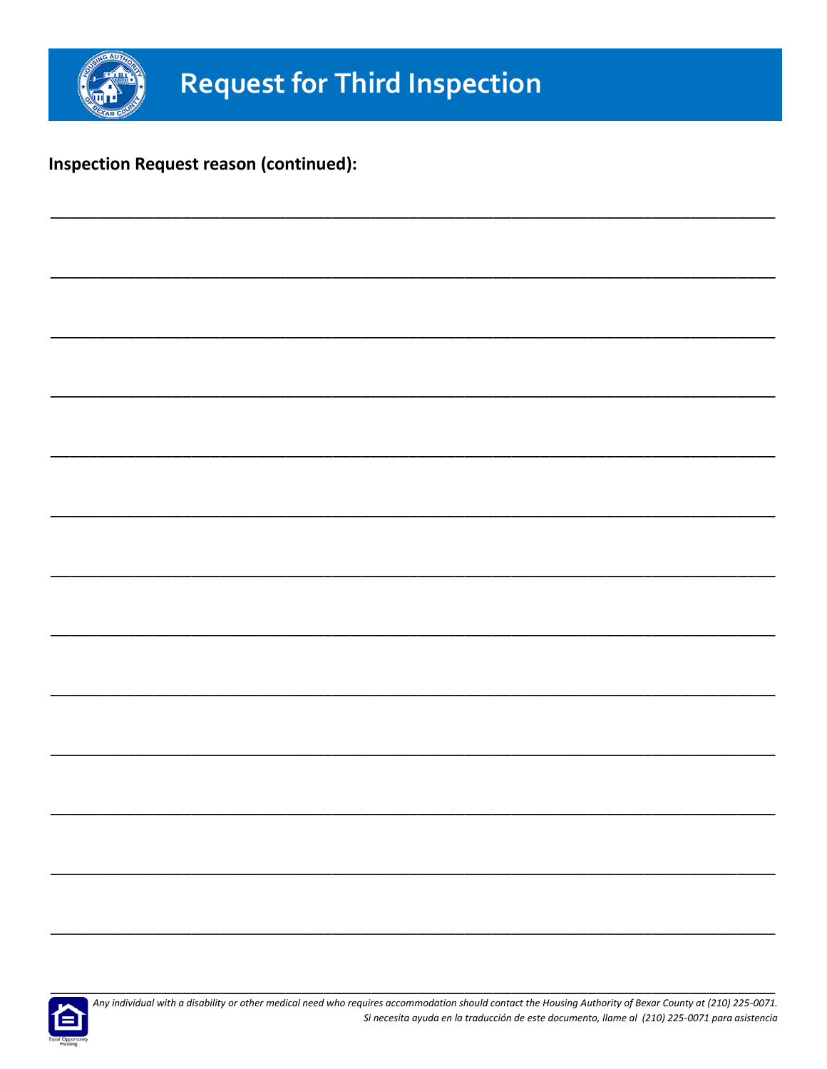# Request for Third Inspection

**Inspection Request reason (continued):**

_______________________________________________________________________________

_______________________________________________________________________________

_______________________________________________________________________________

_______________________________________________________________________________

_______________________________________________________________________________

_______________________________________________________________________________

_______________________________________________________________________________

_______________________________________________________________________________

_______________________________________________________________________________

_______________________________________________________________________________

_______________________________________________________________________________

_______________________________________________________________________________

_______________________________________________________________________________

*Any individual with a disability or other medical need who requires accommodation should contact the Housing Authority of Bexar County at (210) 225-0071.*

*Si necesita ayuda en la traducción de este documento, llame al (210) 225-0071 para asistencia*

Equal Opportunity Housing